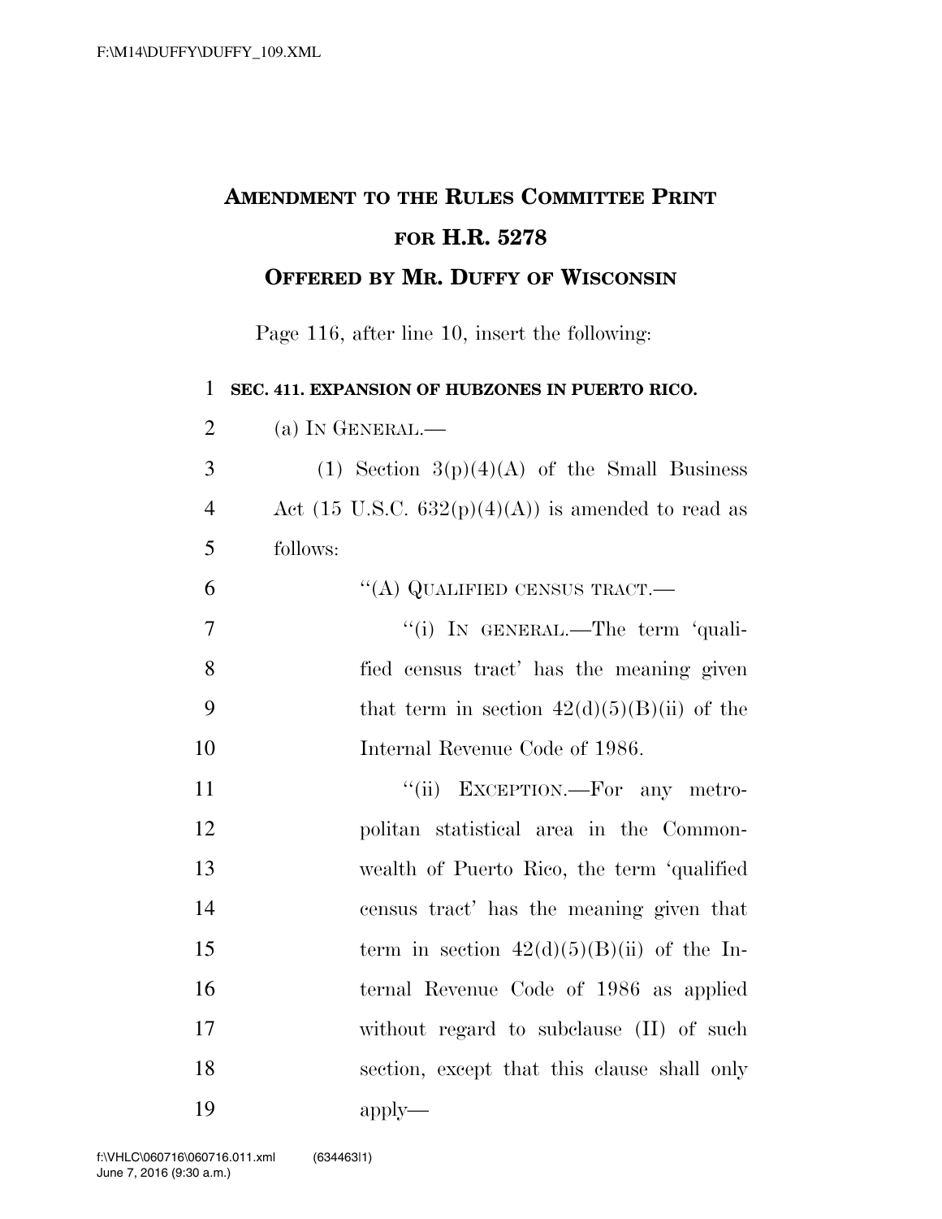# AMENDMENT TO THE RULES COMMITTEE PRINT FOR H.R. 5278

## OFFERED BY MR. DUFFY OF WISCONSIN

Page 116, after line 10, insert the following:

**SEC. 411. EXPANSION OF HUBZONES IN PUERTO RICO.**

(a) IN GENERAL.—

(1) Section 3(p)(4)(A) of the Small Business Act (15 U.S.C. 632(p)(4)(A)) is amended to read as follows:

"(A) QUALIFIED CENSUS TRACT.—

"(i) IN GENERAL.—The term 'qualified census tract' has the meaning given that term in section 42(d)(5)(B)(ii) of the Internal Revenue Code of 1986.

"(ii) EXCEPTION.—For any metropolitan statistical area in the Commonwealth of Puerto Rico, the term 'qualified census tract' has the meaning given that term in section 42(d)(5)(B)(ii) of the Internal Revenue Code of 1986 as applied without regard to subclause (II) of such section, except that this clause shall only apply—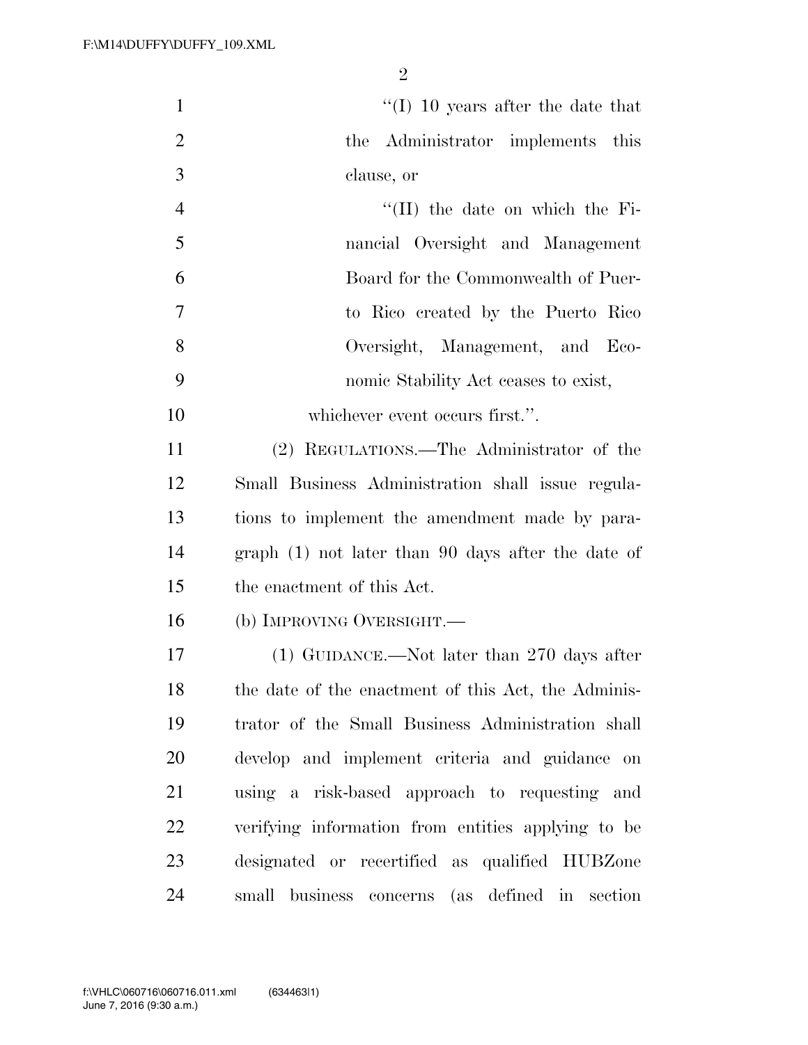"(I) 10 years after the date that the Administrator implements this clause, or

"(II) the date on which the Financial Oversight and Management Board for the Commonwealth of Puerto Rico created by the Puerto Rico Oversight, Management, and Economic Stability Act ceases to exist,

whichever event occurs first.".

(2) REGULATIONS.—The Administrator of the Small Business Administration shall issue regulations to implement the amendment made by paragraph (1) not later than 90 days after the date of the enactment of this Act.

(b) IMPROVING OVERSIGHT.—

(1) GUIDANCE.—Not later than 270 days after the date of the enactment of this Act, the Administrator of the Small Business Administration shall develop and implement criteria and guidance on using a risk-based approach to requesting and verifying information from entities applying to be designated or recertified as qualified HUBZone small business concerns (as defined in section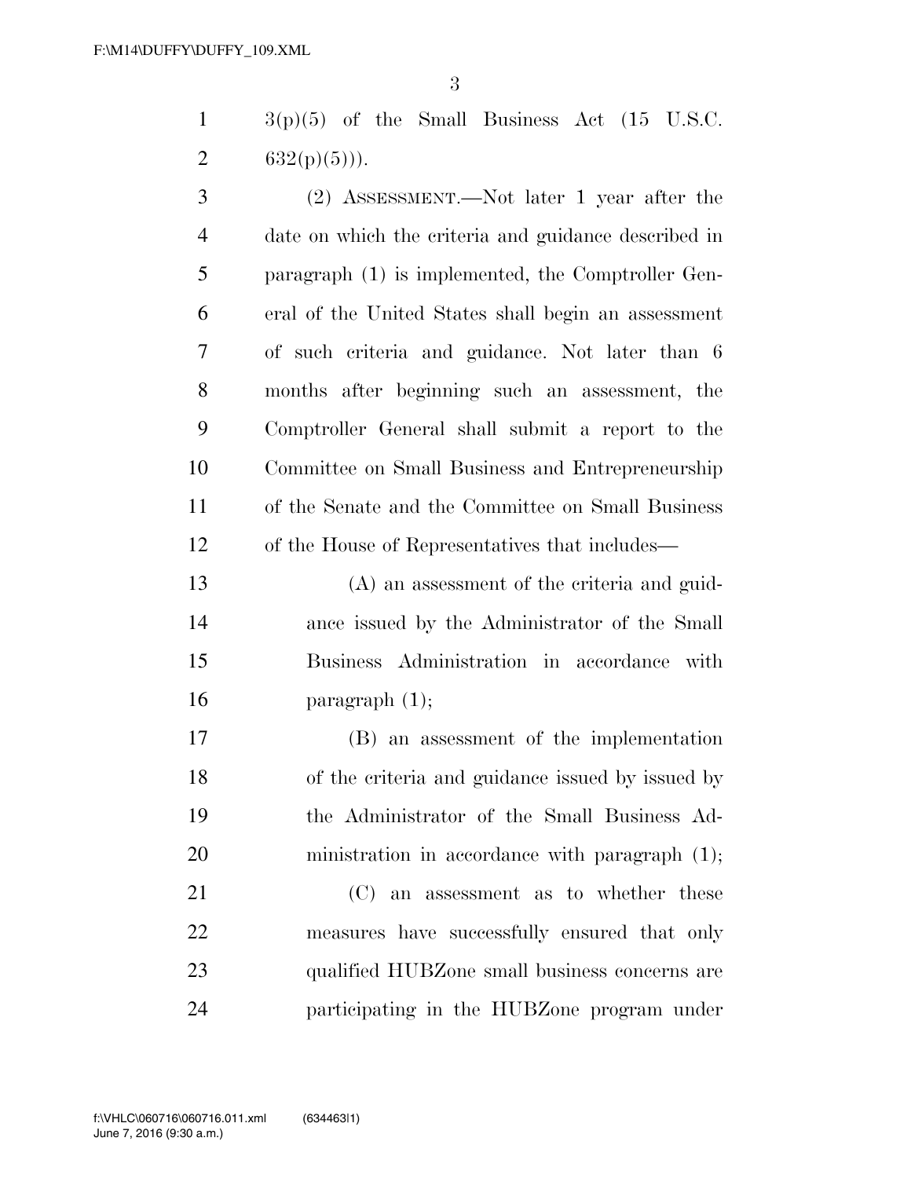3(p)(5) of the Small Business Act (15 U.S.C. 632(p)(5))).

(2) ASSESSMENT.—Not later 1 year after the date on which the criteria and guidance described in paragraph (1) is implemented, the Comptroller General of the United States shall begin an assessment of such criteria and guidance. Not later than 6 months after beginning such an assessment, the Comptroller General shall submit a report to the Committee on Small Business and Entrepreneurship of the Senate and the Committee on Small Business of the House of Representatives that includes—

(A) an assessment of the criteria and guidance issued by the Administrator of the Small Business Administration in accordance with paragraph (1);

(B) an assessment of the implementation of the criteria and guidance issued by issued by the Administrator of the Small Business Administration in accordance with paragraph (1);

(C) an assessment as to whether these measures have successfully ensured that only qualified HUBZone small business concerns are participating in the HUBZone program under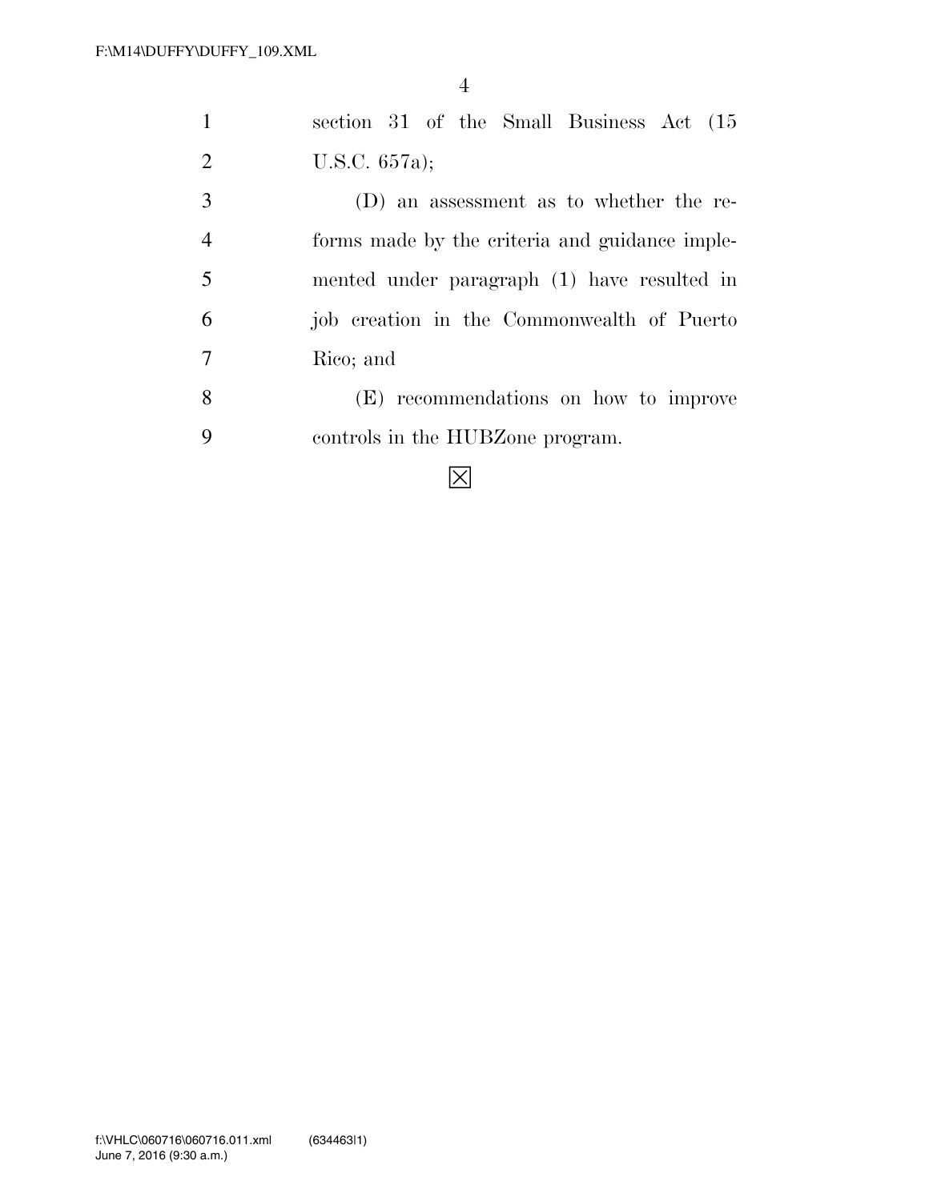section 31 of the Small Business Act (15 U.S.C. 657a);

(D) an assessment as to whether the reforms made by the criteria and guidance implemented under paragraph (1) have resulted in job creation in the Commonwealth of Puerto Rico; and

(E) recommendations on how to improve controls in the HUBZone program.